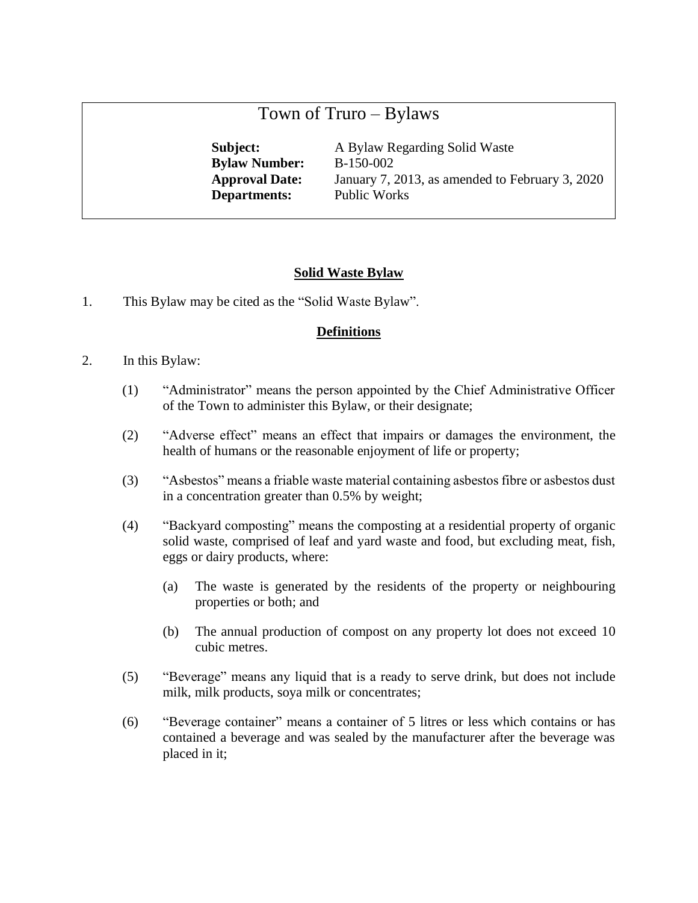# Town of Truro – Bylaws

**Subject:** A Bylaw Regarding Solid Waste
**Bylaw Number:** B-150-002
**Approval Date:** January 7, 2013, as amended to February 3, 2020
**Departments:** Public Works

## Solid Waste Bylaw

1. This Bylaw may be cited as the "Solid Waste Bylaw".

## Definitions

2. In this Bylaw:

   (1) "Administrator" means the person appointed by the Chief Administrative Officer of the Town to administer this Bylaw, or their designate;

   (2) "Adverse effect" means an effect that impairs or damages the environment, the health of humans or the reasonable enjoyment of life or property;

   (3) "Asbestos" means a friable waste material containing asbestos fibre or asbestos dust in a concentration greater than 0.5% by weight;

   (4) "Backyard composting" means the composting at a residential property of organic solid waste, comprised of leaf and yard waste and food, but excluding meat, fish, eggs or dairy products, where:

      (a) The waste is generated by the residents of the property or neighbouring properties or both; and

      (b) The annual production of compost on any property lot does not exceed 10 cubic metres.

   (5) "Beverage" means any liquid that is a ready to serve drink, but does not include milk, milk products, soya milk or concentrates;

   (6) "Beverage container" means a container of 5 litres or less which contains or has contained a beverage and was sealed by the manufacturer after the beverage was placed in it;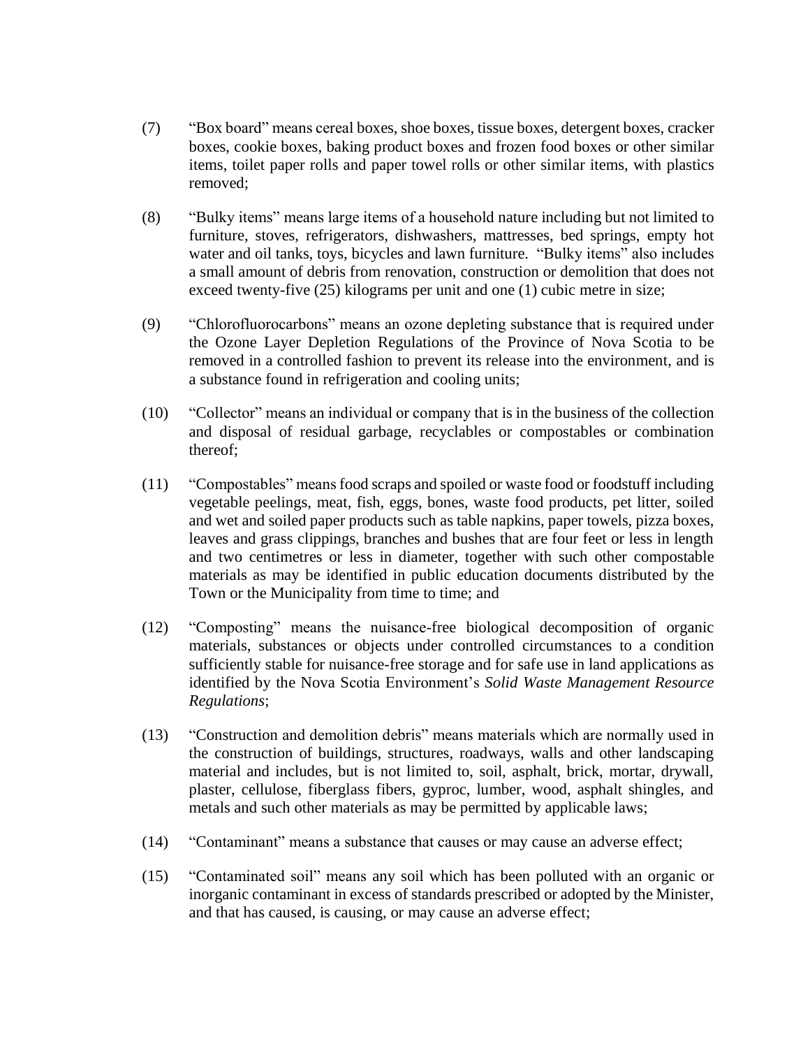(7) "Box board" means cereal boxes, shoe boxes, tissue boxes, detergent boxes, cracker boxes, cookie boxes, baking product boxes and frozen food boxes or other similar items, toilet paper rolls and paper towel rolls or other similar items, with plastics removed;

(8) "Bulky items" means large items of a household nature including but not limited to furniture, stoves, refrigerators, dishwashers, mattresses, bed springs, empty hot water and oil tanks, toys, bicycles and lawn furniture. "Bulky items" also includes a small amount of debris from renovation, construction or demolition that does not exceed twenty-five (25) kilograms per unit and one (1) cubic metre in size;

(9) "Chlorofluorocarbons" means an ozone depleting substance that is required under the Ozone Layer Depletion Regulations of the Province of Nova Scotia to be removed in a controlled fashion to prevent its release into the environment, and is a substance found in refrigeration and cooling units;

(10) "Collector" means an individual or company that is in the business of the collection and disposal of residual garbage, recyclables or compostables or combination thereof;

(11) "Compostables" means food scraps and spoiled or waste food or foodstuff including vegetable peelings, meat, fish, eggs, bones, waste food products, pet litter, soiled and wet and soiled paper products such as table napkins, paper towels, pizza boxes, leaves and grass clippings, branches and bushes that are four feet or less in length and two centimetres or less in diameter, together with such other compostable materials as may be identified in public education documents distributed by the Town or the Municipality from time to time; and

(12) "Composting" means the nuisance-free biological decomposition of organic materials, substances or objects under controlled circumstances to a condition sufficiently stable for nuisance-free storage and for safe use in land applications as identified by the Nova Scotia Environment's *Solid Waste Management Resource Regulations*;

(13) "Construction and demolition debris" means materials which are normally used in the construction of buildings, structures, roadways, walls and other landscaping material and includes, but is not limited to, soil, asphalt, brick, mortar, drywall, plaster, cellulose, fiberglass fibers, gyproc, lumber, wood, asphalt shingles, and metals and such other materials as may be permitted by applicable laws;

(14) "Contaminant" means a substance that causes or may cause an adverse effect;

(15) "Contaminated soil" means any soil which has been polluted with an organic or inorganic contaminant in excess of standards prescribed or adopted by the Minister, and that has caused, is causing, or may cause an adverse effect;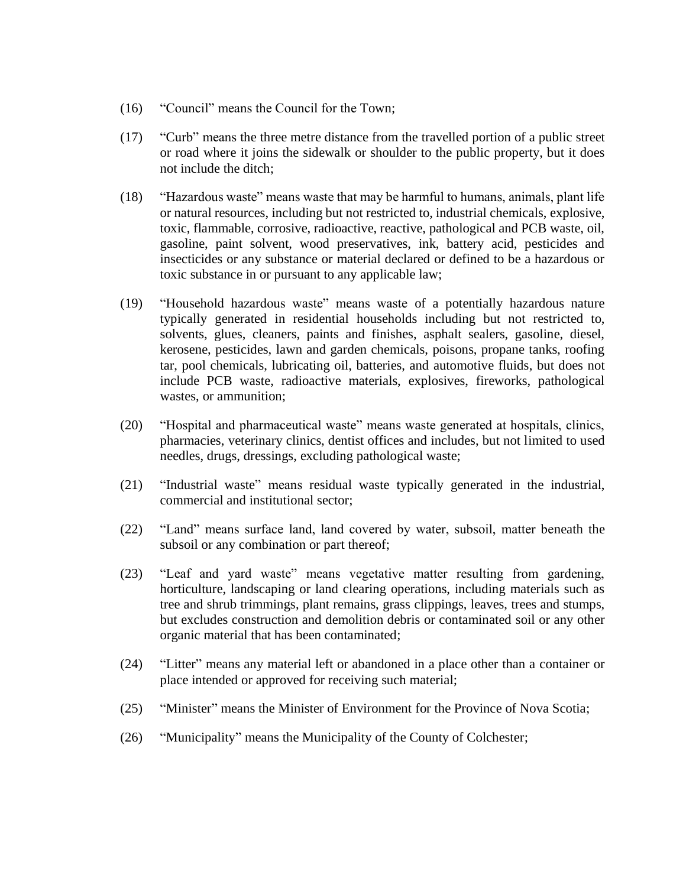(16) "Council" means the Council for the Town;

(17) "Curb" means the three metre distance from the travelled portion of a public street or road where it joins the sidewalk or shoulder to the public property, but it does not include the ditch;

(18) "Hazardous waste" means waste that may be harmful to humans, animals, plant life or natural resources, including but not restricted to, industrial chemicals, explosive, toxic, flammable, corrosive, radioactive, reactive, pathological and PCB waste, oil, gasoline, paint solvent, wood preservatives, ink, battery acid, pesticides and insecticides or any substance or material declared or defined to be a hazardous or toxic substance in or pursuant to any applicable law;

(19) "Household hazardous waste" means waste of a potentially hazardous nature typically generated in residential households including but not restricted to, solvents, glues, cleaners, paints and finishes, asphalt sealers, gasoline, diesel, kerosene, pesticides, lawn and garden chemicals, poisons, propane tanks, roofing tar, pool chemicals, lubricating oil, batteries, and automotive fluids, but does not include PCB waste, radioactive materials, explosives, fireworks, pathological wastes, or ammunition;

(20) "Hospital and pharmaceutical waste" means waste generated at hospitals, clinics, pharmacies, veterinary clinics, dentist offices and includes, but not limited to used needles, drugs, dressings, excluding pathological waste;

(21) "Industrial waste" means residual waste typically generated in the industrial, commercial and institutional sector;

(22) "Land" means surface land, land covered by water, subsoil, matter beneath the subsoil or any combination or part thereof;

(23) "Leaf and yard waste" means vegetative matter resulting from gardening, horticulture, landscaping or land clearing operations, including materials such as tree and shrub trimmings, plant remains, grass clippings, leaves, trees and stumps, but excludes construction and demolition debris or contaminated soil or any other organic material that has been contaminated;

(24) "Litter" means any material left or abandoned in a place other than a container or place intended or approved for receiving such material;

(25) "Minister" means the Minister of Environment for the Province of Nova Scotia;

(26) "Municipality" means the Municipality of the County of Colchester;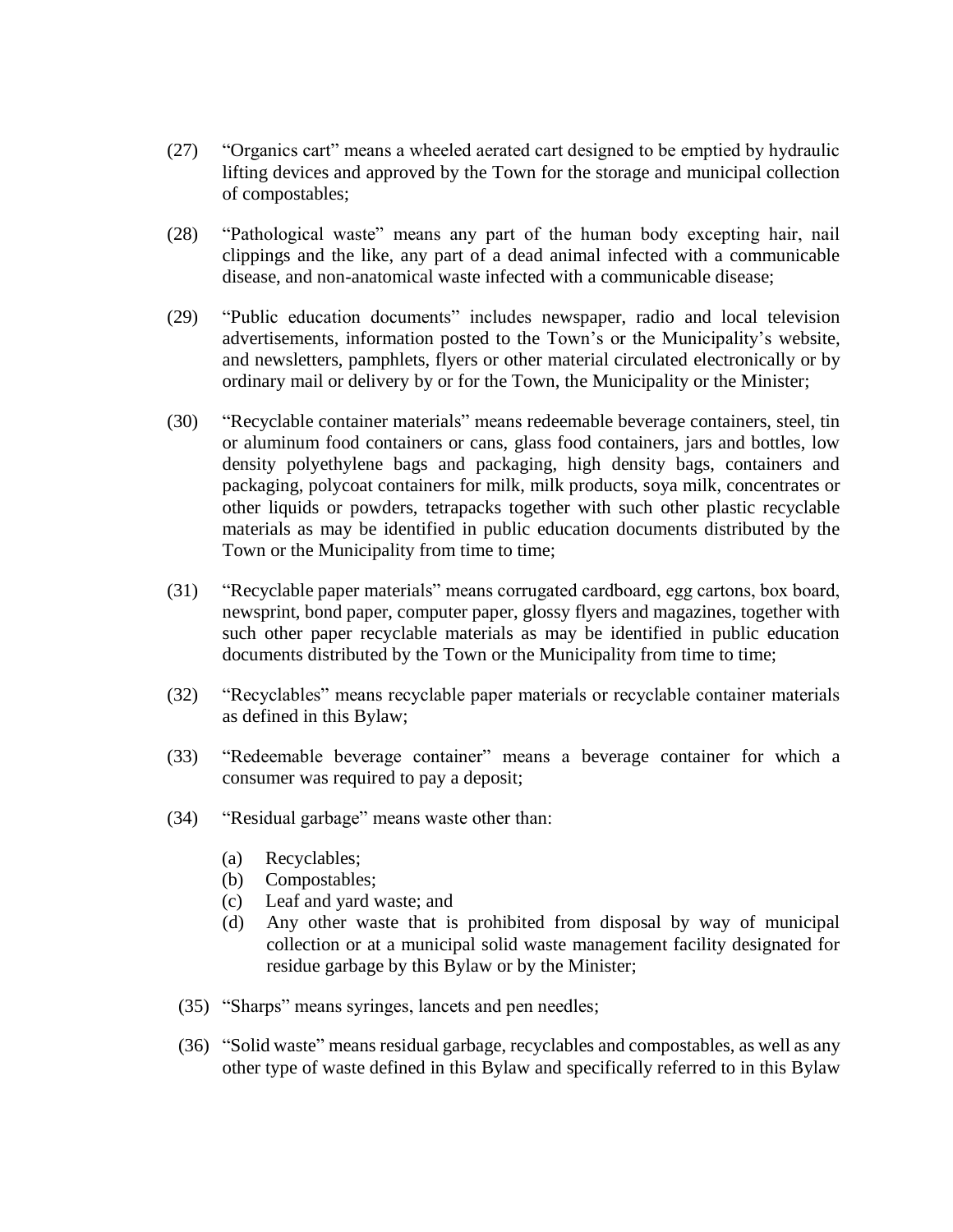(27) "Organics cart" means a wheeled aerated cart designed to be emptied by hydraulic lifting devices and approved by the Town for the storage and municipal collection of compostables;

(28) "Pathological waste" means any part of the human body excepting hair, nail clippings and the like, any part of a dead animal infected with a communicable disease, and non-anatomical waste infected with a communicable disease;

(29) "Public education documents" includes newspaper, radio and local television advertisements, information posted to the Town's or the Municipality's website, and newsletters, pamphlets, flyers or other material circulated electronically or by ordinary mail or delivery by or for the Town, the Municipality or the Minister;

(30) "Recyclable container materials" means redeemable beverage containers, steel, tin or aluminum food containers or cans, glass food containers, jars and bottles, low density polyethylene bags and packaging, high density bags, containers and packaging, polycoat containers for milk, milk products, soya milk, concentrates or other liquids or powders, tetrapacks together with such other plastic recyclable materials as may be identified in public education documents distributed by the Town or the Municipality from time to time;

(31) "Recyclable paper materials" means corrugated cardboard, egg cartons, box board, newsprint, bond paper, computer paper, glossy flyers and magazines, together with such other paper recyclable materials as may be identified in public education documents distributed by the Town or the Municipality from time to time;

(32) "Recyclables" means recyclable paper materials or recyclable container materials as defined in this Bylaw;

(33) "Redeemable beverage container" means a beverage container for which a consumer was required to pay a deposit;

(34) "Residual garbage" means waste other than:

   (a) Recyclables;
   (b) Compostables;
   (c) Leaf and yard waste; and
   (d) Any other waste that is prohibited from disposal by way of municipal collection or at a municipal solid waste management facility designated for residue garbage by this Bylaw or by the Minister;

(35) "Sharps" means syringes, lancets and pen needles;

(36) "Solid waste" means residual garbage, recyclables and compostables, as well as any other type of waste defined in this Bylaw and specifically referred to in this Bylaw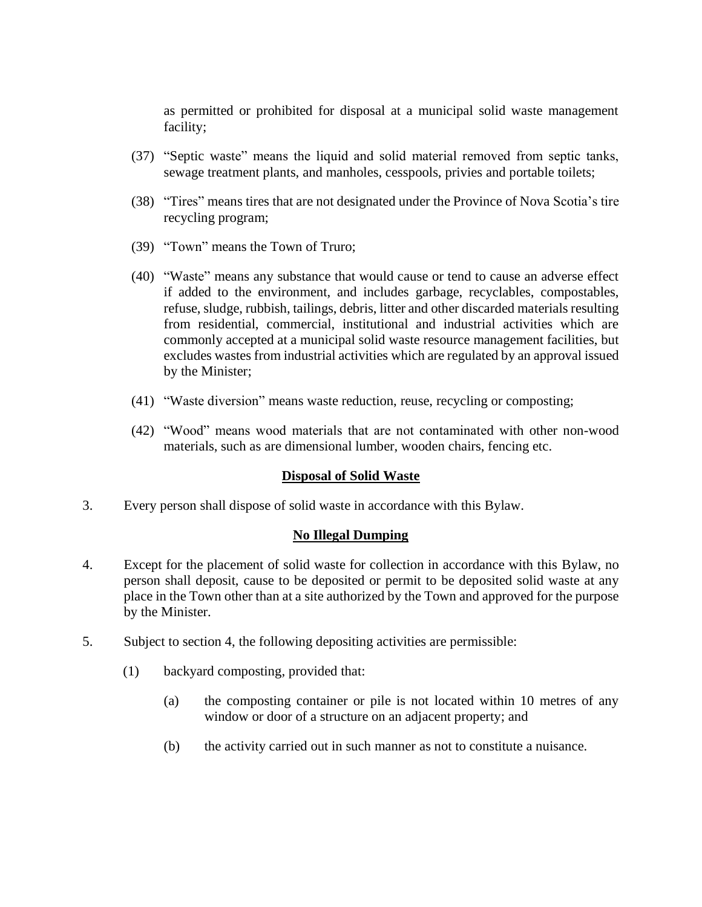as permitted or prohibited for disposal at a municipal solid waste management facility;

(37) "Septic waste" means the liquid and solid material removed from septic tanks, sewage treatment plants, and manholes, cesspools, privies and portable toilets;

(38) "Tires" means tires that are not designated under the Province of Nova Scotia's tire recycling program;

(39) "Town" means the Town of Truro;

(40) "Waste" means any substance that would cause or tend to cause an adverse effect if added to the environment, and includes garbage, recyclables, compostables, refuse, sludge, rubbish, tailings, debris, litter and other discarded materials resulting from residential, commercial, institutional and industrial activities which are commonly accepted at a municipal solid waste resource management facilities, but excludes wastes from industrial activities which are regulated by an approval issued by the Minister;

(41) "Waste diversion" means waste reduction, reuse, recycling or composting;

(42) "Wood" means wood materials that are not contaminated with other non-wood materials, such as are dimensional lumber, wooden chairs, fencing etc.

## Disposal of Solid Waste

3. Every person shall dispose of solid waste in accordance with this Bylaw.

## No Illegal Dumping

4. Except for the placement of solid waste for collection in accordance with this Bylaw, no person shall deposit, cause to be deposited or permit to be deposited solid waste at any place in the Town other than at a site authorized by the Town and approved for the purpose by the Minister.

5. Subject to section 4, the following depositing activities are permissible:

   (1) backyard composting, provided that:

      (a) the composting container or pile is not located within 10 metres of any window or door of a structure on an adjacent property; and

      (b) the activity carried out in such manner as not to constitute a nuisance.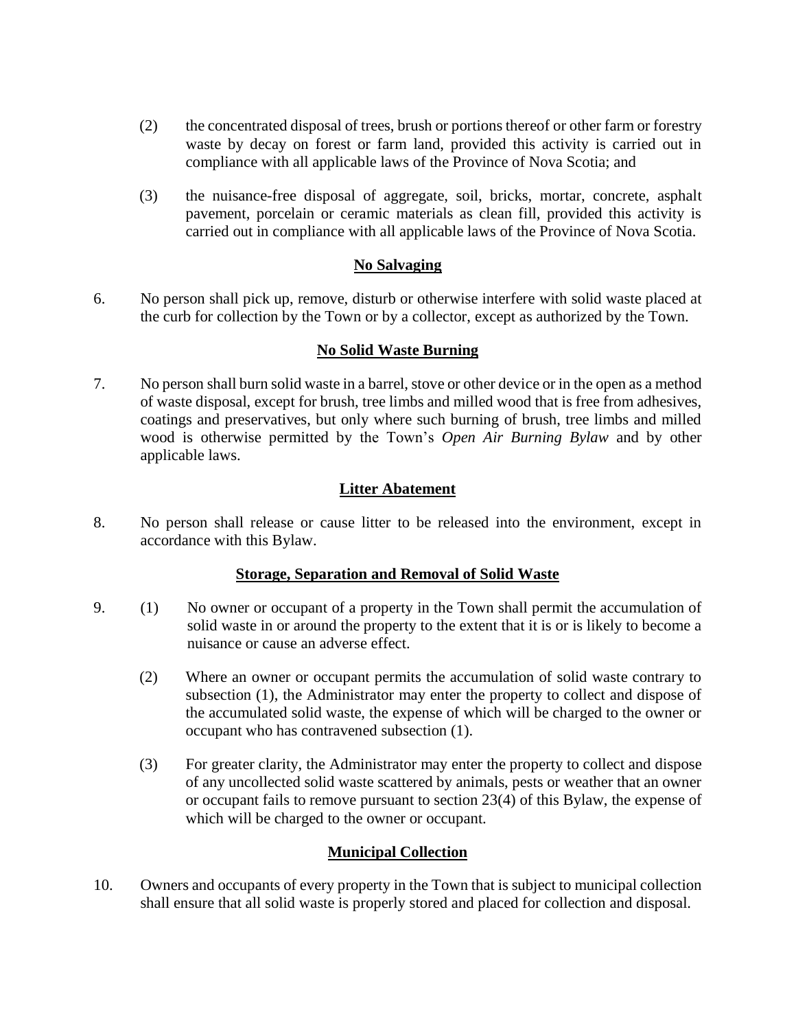(2) the concentrated disposal of trees, brush or portions thereof or other farm or forestry waste by decay on forest or farm land, provided this activity is carried out in compliance with all applicable laws of the Province of Nova Scotia; and

(3) the nuisance-free disposal of aggregate, soil, bricks, mortar, concrete, asphalt pavement, porcelain or ceramic materials as clean fill, provided this activity is carried out in compliance with all applicable laws of the Province of Nova Scotia.

## No Salvaging

6. No person shall pick up, remove, disturb or otherwise interfere with solid waste placed at the curb for collection by the Town or by a collector, except as authorized by the Town.

## No Solid Waste Burning

7. No person shall burn solid waste in a barrel, stove or other device or in the open as a method of waste disposal, except for brush, tree limbs and milled wood that is free from adhesives, coatings and preservatives, but only where such burning of brush, tree limbs and milled wood is otherwise permitted by the Town's *Open Air Burning Bylaw* and by other applicable laws.

## Litter Abatement

8. No person shall release or cause litter to be released into the environment, except in accordance with this Bylaw.

## Storage, Separation and Removal of Solid Waste

9. (1) No owner or occupant of a property in the Town shall permit the accumulation of solid waste in or around the property to the extent that it is or is likely to become a nuisance or cause an adverse effect.

(2) Where an owner or occupant permits the accumulation of solid waste contrary to subsection (1), the Administrator may enter the property to collect and dispose of the accumulated solid waste, the expense of which will be charged to the owner or occupant who has contravened subsection (1).

(3) For greater clarity, the Administrator may enter the property to collect and dispose of any uncollected solid waste scattered by animals, pests or weather that an owner or occupant fails to remove pursuant to section 23(4) of this Bylaw, the expense of which will be charged to the owner or occupant.

## Municipal Collection

10. Owners and occupants of every property in the Town that is subject to municipal collection shall ensure that all solid waste is properly stored and placed for collection and disposal.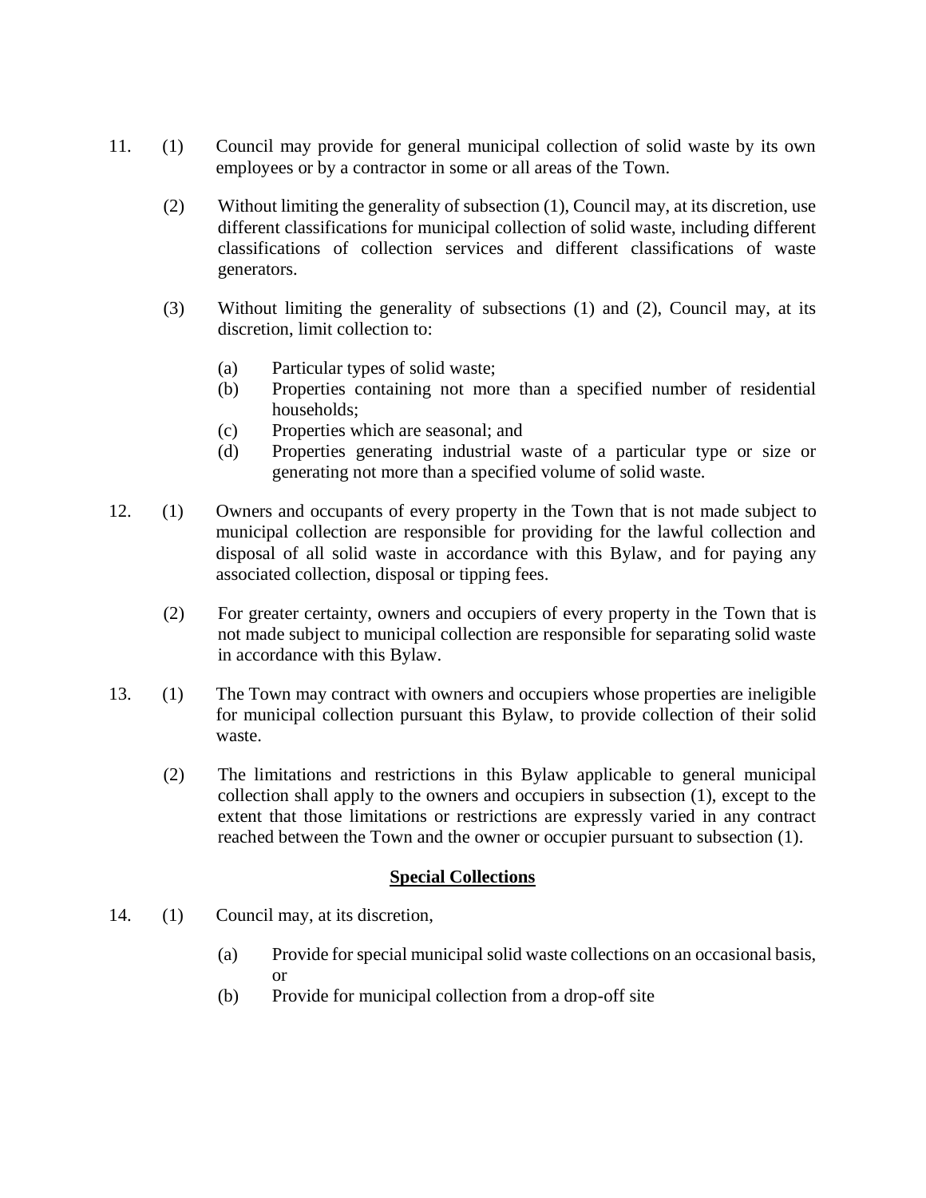11. (1) Council may provide for general municipal collection of solid waste by its own employees or by a contractor in some or all areas of the Town.

(2) Without limiting the generality of subsection (1), Council may, at its discretion, use different classifications for municipal collection of solid waste, including different classifications of collection services and different classifications of waste generators.

(3) Without limiting the generality of subsections (1) and (2), Council may, at its discretion, limit collection to:

(a) Particular types of solid waste;
(b) Properties containing not more than a specified number of residential households;
(c) Properties which are seasonal; and
(d) Properties generating industrial waste of a particular type or size or generating not more than a specified volume of solid waste.

12. (1) Owners and occupants of every property in the Town that is not made subject to municipal collection are responsible for providing for the lawful collection and disposal of all solid waste in accordance with this Bylaw, and for paying any associated collection, disposal or tipping fees.

(2) For greater certainty, owners and occupiers of every property in the Town that is not made subject to municipal collection are responsible for separating solid waste in accordance with this Bylaw.

13. (1) The Town may contract with owners and occupiers whose properties are ineligible for municipal collection pursuant this Bylaw, to provide collection of their solid waste.

(2) The limitations and restrictions in this Bylaw applicable to general municipal collection shall apply to the owners and occupiers in subsection (1), except to the extent that those limitations or restrictions are expressly varied in any contract reached between the Town and the owner or occupier pursuant to subsection (1).

## Special Collections

14. (1) Council may, at its discretion,

(a) Provide for special municipal solid waste collections on an occasional basis, or
(b) Provide for municipal collection from a drop-off site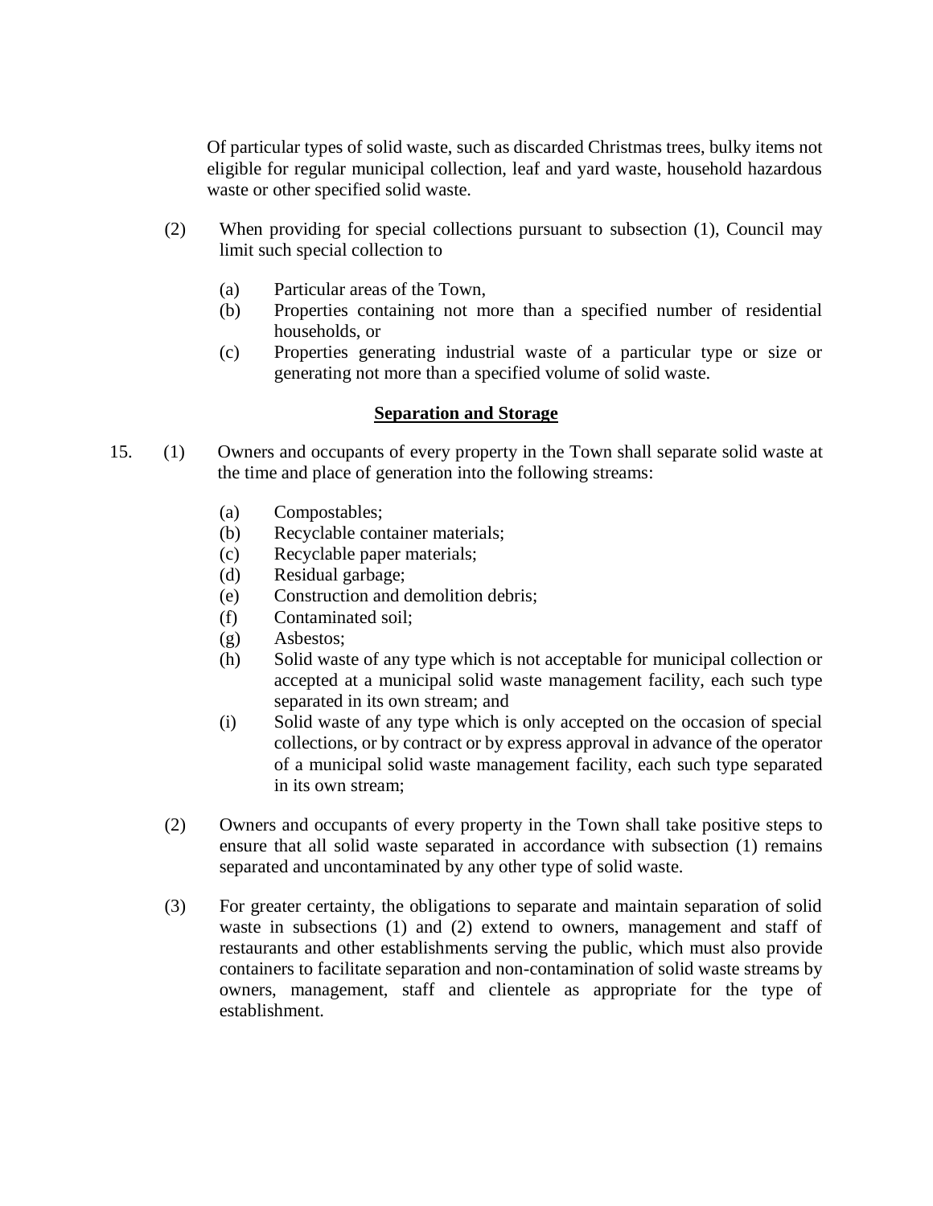Of particular types of solid waste, such as discarded Christmas trees, bulky items not eligible for regular municipal collection, leaf and yard waste, household hazardous waste or other specified solid waste.

(2) When providing for special collections pursuant to subsection (1), Council may limit such special collection to

(a) Particular areas of the Town,
(b) Properties containing not more than a specified number of residential households, or
(c) Properties generating industrial waste of a particular type or size or generating not more than a specified volume of solid waste.

## Separation and Storage

15. (1) Owners and occupants of every property in the Town shall separate solid waste at the time and place of generation into the following streams:

(a) Compostables;
(b) Recyclable container materials;
(c) Recyclable paper materials;
(d) Residual garbage;
(e) Construction and demolition debris;
(f) Contaminated soil;
(g) Asbestos;
(h) Solid waste of any type which is not acceptable for municipal collection or accepted at a municipal solid waste management facility, each such type separated in its own stream; and
(i) Solid waste of any type which is only accepted on the occasion of special collections, or by contract or by express approval in advance of the operator of a municipal solid waste management facility, each such type separated in its own stream;

(2) Owners and occupants of every property in the Town shall take positive steps to ensure that all solid waste separated in accordance with subsection (1) remains separated and uncontaminated by any other type of solid waste.

(3) For greater certainty, the obligations to separate and maintain separation of solid waste in subsections (1) and (2) extend to owners, management and staff of restaurants and other establishments serving the public, which must also provide containers to facilitate separation and non-contamination of solid waste streams by owners, management, staff and clientele as appropriate for the type of establishment.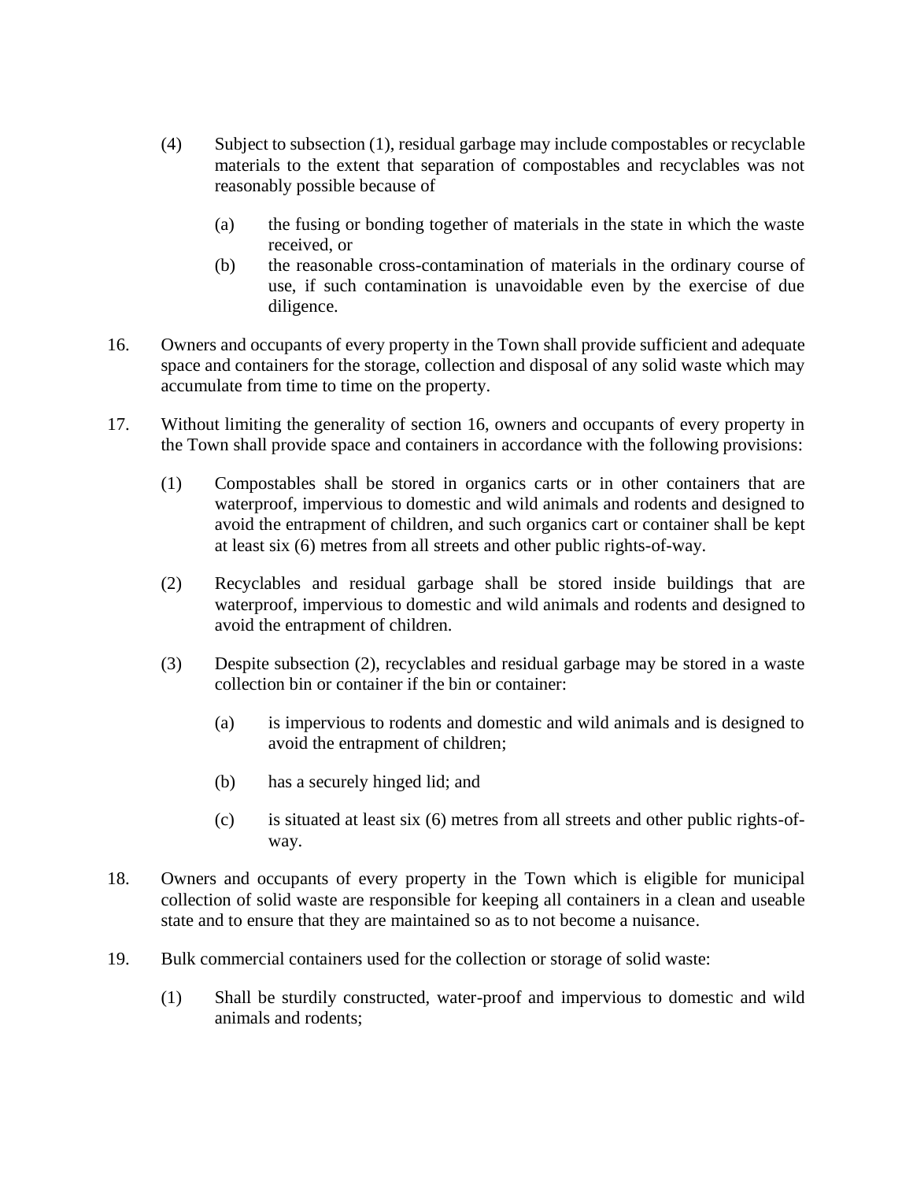(4) Subject to subsection (1), residual garbage may include compostables or recyclable materials to the extent that separation of compostables and recyclables was not reasonably possible because of

   (a) the fusing or bonding together of materials in the state in which the waste received, or
   (b) the reasonable cross-contamination of materials in the ordinary course of use, if such contamination is unavoidable even by the exercise of due diligence.

16. Owners and occupants of every property in the Town shall provide sufficient and adequate space and containers for the storage, collection and disposal of any solid waste which may accumulate from time to time on the property.

17. Without limiting the generality of section 16, owners and occupants of every property in the Town shall provide space and containers in accordance with the following provisions:

   (1) Compostables shall be stored in organics carts or in other containers that are waterproof, impervious to domestic and wild animals and rodents and designed to avoid the entrapment of children, and such organics cart or container shall be kept at least six (6) metres from all streets and other public rights-of-way.

   (2) Recyclables and residual garbage shall be stored inside buildings that are waterproof, impervious to domestic and wild animals and rodents and designed to avoid the entrapment of children.

   (3) Despite subsection (2), recyclables and residual garbage may be stored in a waste collection bin or container if the bin or container:

      (a) is impervious to rodents and domestic and wild animals and is designed to avoid the entrapment of children;

      (b) has a securely hinged lid; and

      (c) is situated at least six (6) metres from all streets and other public rights-of-way.

18. Owners and occupants of every property in the Town which is eligible for municipal collection of solid waste are responsible for keeping all containers in a clean and useable state and to ensure that they are maintained so as to not become a nuisance.

19. Bulk commercial containers used for the collection or storage of solid waste:

   (1) Shall be sturdily constructed, water-proof and impervious to domestic and wild animals and rodents;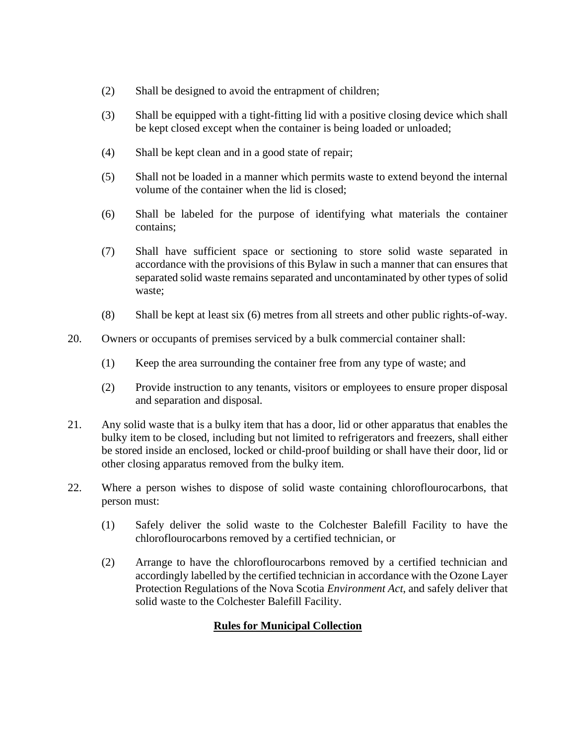(2) Shall be designed to avoid the entrapment of children;

(3) Shall be equipped with a tight-fitting lid with a positive closing device which shall be kept closed except when the container is being loaded or unloaded;

(4) Shall be kept clean and in a good state of repair;

(5) Shall not be loaded in a manner which permits waste to extend beyond the internal volume of the container when the lid is closed;

(6) Shall be labeled for the purpose of identifying what materials the container contains;

(7) Shall have sufficient space or sectioning to store solid waste separated in accordance with the provisions of this Bylaw in such a manner that can ensures that separated solid waste remains separated and uncontaminated by other types of solid waste;

(8) Shall be kept at least six (6) metres from all streets and other public rights-of-way.

20. Owners or occupants of premises serviced by a bulk commercial container shall:

(1) Keep the area surrounding the container free from any type of waste; and

(2) Provide instruction to any tenants, visitors or employees to ensure proper disposal and separation and disposal.

21. Any solid waste that is a bulky item that has a door, lid or other apparatus that enables the bulky item to be closed, including but not limited to refrigerators and freezers, shall either be stored inside an enclosed, locked or child-proof building or shall have their door, lid or other closing apparatus removed from the bulky item.

22. Where a person wishes to dispose of solid waste containing chloroflourocarbons, that person must:

(1) Safely deliver the solid waste to the Colchester Balefill Facility to have the chloroflourocarbons removed by a certified technician, or

(2) Arrange to have the chloroflourocarbons removed by a certified technician and accordingly labelled by the certified technician in accordance with the Ozone Layer Protection Regulations of the Nova Scotia *Environment Act*, and safely deliver that solid waste to the Colchester Balefill Facility.

## **Rules for Municipal Collection**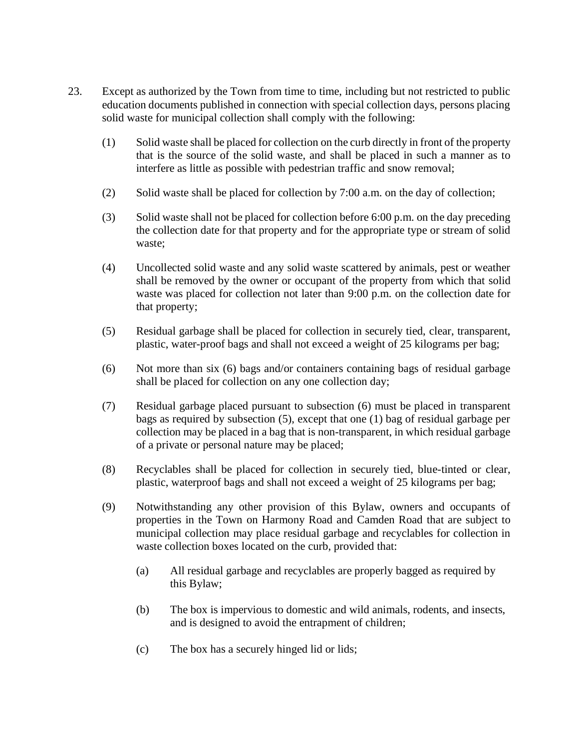23. Except as authorized by the Town from time to time, including but not restricted to public education documents published in connection with special collection days, persons placing solid waste for municipal collection shall comply with the following:

    (1) Solid waste shall be placed for collection on the curb directly in front of the property that is the source of the solid waste, and shall be placed in such a manner as to interfere as little as possible with pedestrian traffic and snow removal;

    (2) Solid waste shall be placed for collection by 7:00 a.m. on the day of collection;

    (3) Solid waste shall not be placed for collection before 6:00 p.m. on the day preceding the collection date for that property and for the appropriate type or stream of solid waste;

    (4) Uncollected solid waste and any solid waste scattered by animals, pest or weather shall be removed by the owner or occupant of the property from which that solid waste was placed for collection not later than 9:00 p.m. on the collection date for that property;

    (5) Residual garbage shall be placed for collection in securely tied, clear, transparent, plastic, water-proof bags and shall not exceed a weight of 25 kilograms per bag;

    (6) Not more than six (6) bags and/or containers containing bags of residual garbage shall be placed for collection on any one collection day;

    (7) Residual garbage placed pursuant to subsection (6) must be placed in transparent bags as required by subsection (5), except that one (1) bag of residual garbage per collection may be placed in a bag that is non-transparent, in which residual garbage of a private or personal nature may be placed;

    (8) Recyclables shall be placed for collection in securely tied, blue-tinted or clear, plastic, waterproof bags and shall not exceed a weight of 25 kilograms per bag;

    (9) Notwithstanding any other provision of this Bylaw, owners and occupants of properties in the Town on Harmony Road and Camden Road that are subject to municipal collection may place residual garbage and recyclables for collection in waste collection boxes located on the curb, provided that:

        (a) All residual garbage and recyclables are properly bagged as required by this Bylaw;

        (b) The box is impervious to domestic and wild animals, rodents, and insects, and is designed to avoid the entrapment of children;

        (c) The box has a securely hinged lid or lids;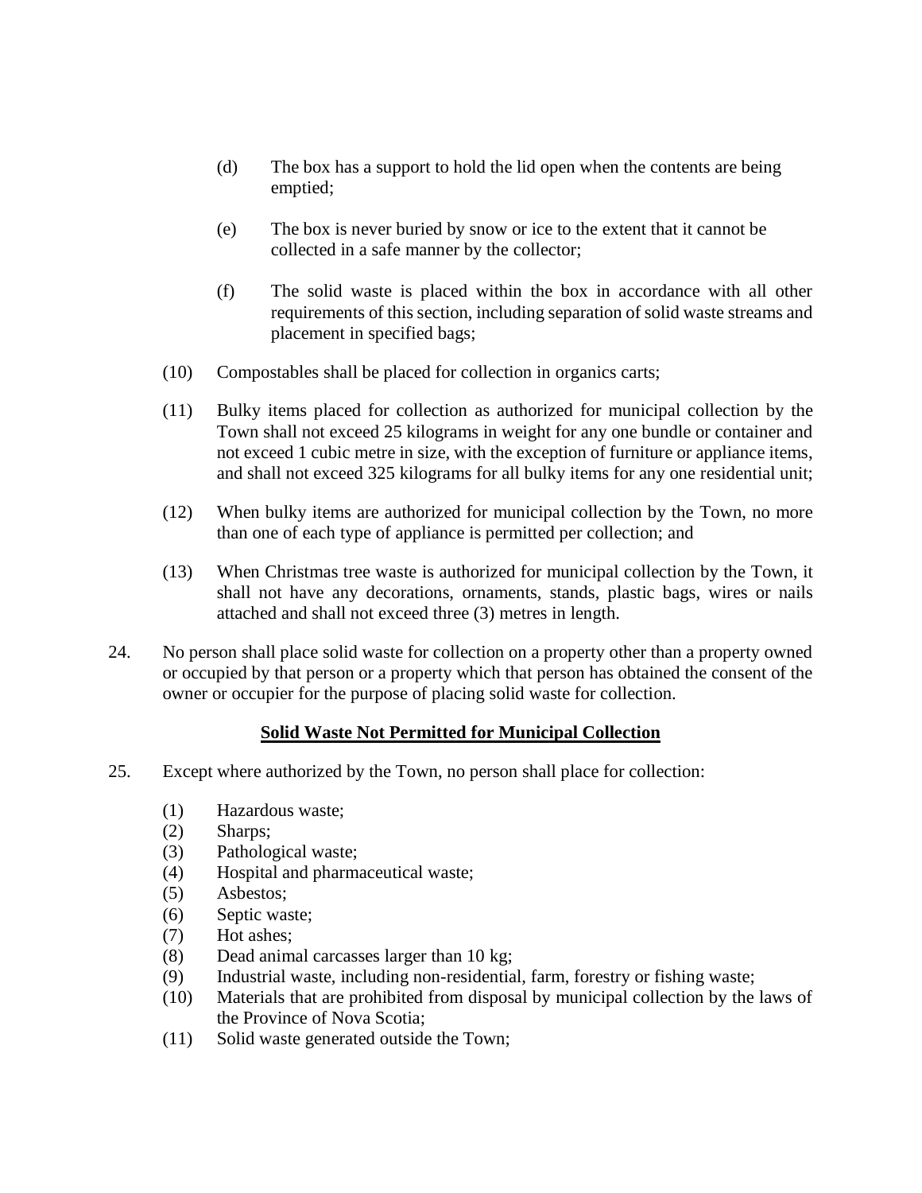(d) The box has a support to hold the lid open when the contents are being emptied;

(e) The box is never buried by snow or ice to the extent that it cannot be collected in a safe manner by the collector;

(f) The solid waste is placed within the box in accordance with all other requirements of this section, including separation of solid waste streams and placement in specified bags;

(10) Compostables shall be placed for collection in organics carts;

(11) Bulky items placed for collection as authorized for municipal collection by the Town shall not exceed 25 kilograms in weight for any one bundle or container and not exceed 1 cubic metre in size, with the exception of furniture or appliance items, and shall not exceed 325 kilograms for all bulky items for any one residential unit;

(12) When bulky items are authorized for municipal collection by the Town, no more than one of each type of appliance is permitted per collection; and

(13) When Christmas tree waste is authorized for municipal collection by the Town, it shall not have any decorations, ornaments, stands, plastic bags, wires or nails attached and shall not exceed three (3) metres in length.

24. No person shall place solid waste for collection on a property other than a property owned or occupied by that person or a property which that person has obtained the consent of the owner or occupier for the purpose of placing solid waste for collection.

## **Solid Waste Not Permitted for Municipal Collection**

25. Except where authorized by the Town, no person shall place for collection:

(1) Hazardous waste;
(2) Sharps;
(3) Pathological waste;
(4) Hospital and pharmaceutical waste;
(5) Asbestos;
(6) Septic waste;
(7) Hot ashes;
(8) Dead animal carcasses larger than 10 kg;
(9) Industrial waste, including non-residential, farm, forestry or fishing waste;
(10) Materials that are prohibited from disposal by municipal collection by the laws of the Province of Nova Scotia;
(11) Solid waste generated outside the Town;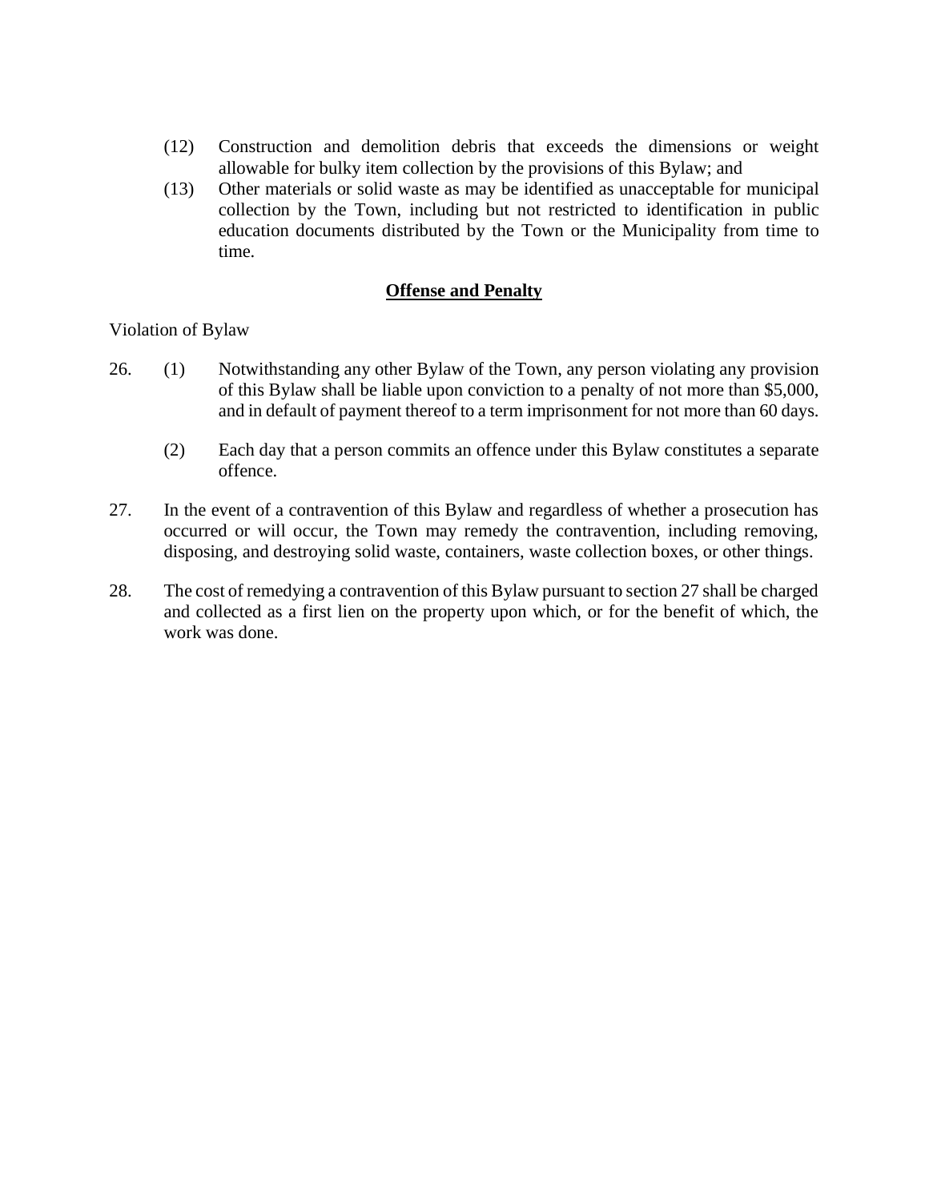(12) Construction and demolition debris that exceeds the dimensions or weight allowable for bulky item collection by the provisions of this Bylaw; and

(13) Other materials or solid waste as may be identified as unacceptable for municipal collection by the Town, including but not restricted to identification in public education documents distributed by the Town or the Municipality from time to time.

## Offense and Penalty

Violation of Bylaw

26. (1) Notwithstanding any other Bylaw of the Town, any person violating any provision of this Bylaw shall be liable upon conviction to a penalty of not more than $5,000, and in default of payment thereof to a term imprisonment for not more than 60 days.

    (2) Each day that a person commits an offence under this Bylaw constitutes a separate offence.

27. In the event of a contravention of this Bylaw and regardless of whether a prosecution has occurred or will occur, the Town may remedy the contravention, including removing, disposing, and destroying solid waste, containers, waste collection boxes, or other things.

28. The cost of remedying a contravention of this Bylaw pursuant to section 27 shall be charged and collected as a first lien on the property upon which, or for the benefit of which, the work was done.